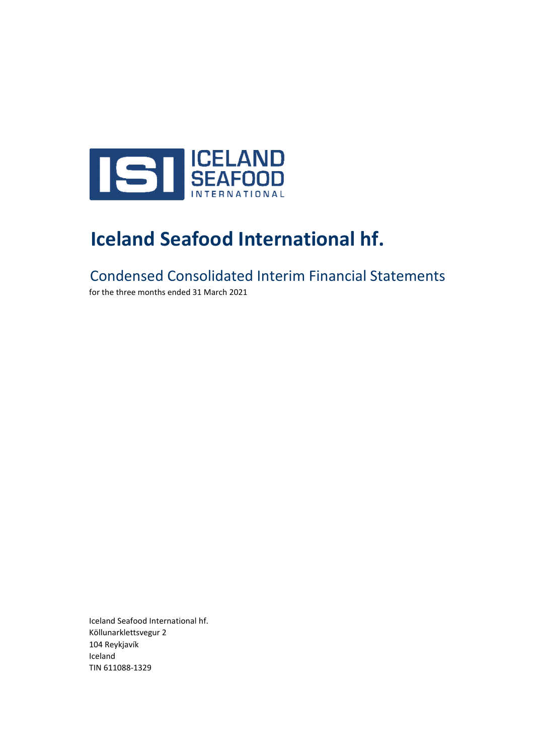# Iceland Seafood International hf.

## Condensed Consolidated Interim Financial Statements

for the three months ended 31 March 2021

Iceland Seafood International hf.
Köllunarklettsvegur 2
104 Reykjavík
Iceland
TIN 611088-1329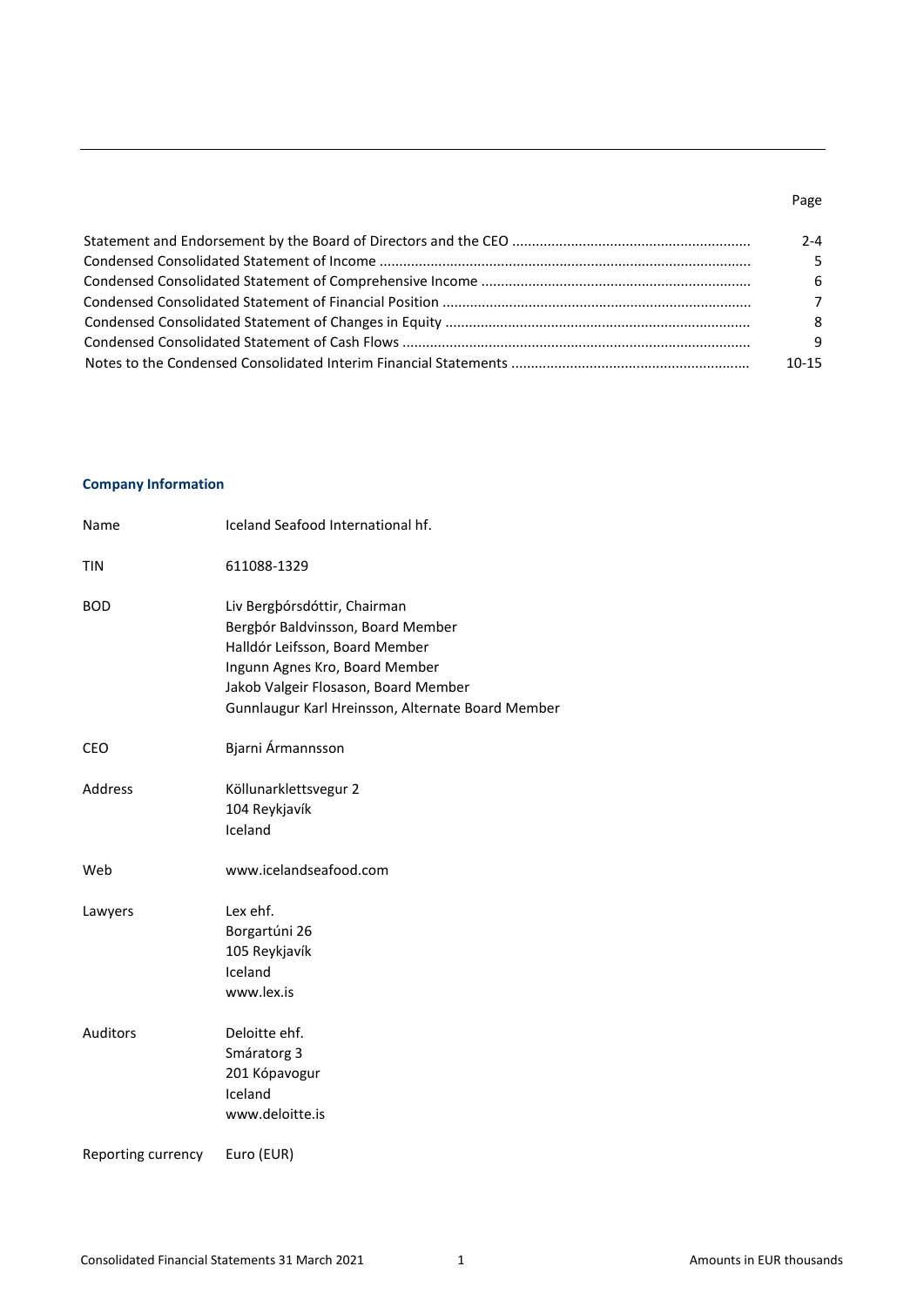| | Page |
|---|---|
| Statement and Endorsement by the Board of Directors and the CEO | 2-4 |
| Condensed Consolidated Statement of Income | 5 |
| Condensed Consolidated Statement of Comprehensive Income | 6 |
| Condensed Consolidated Statement of Financial Position | 7 |
| Condensed Consolidated Statement of Changes in Equity | 8 |
| Condensed Consolidated Statement of Cash Flows | 9 |
| Notes to the Condensed Consolidated Interim Financial Statements | 10-15 |

## Company Information

| | |
|---|---|
| Name | Iceland Seafood International hf. |
| TIN | 611088-1329 |
| BOD | Liv Bergþórsdóttir, Chairman<br>Bergþór Baldvinsson, Board Member<br>Halldór Leifsson, Board Member<br>Ingunn Agnes Kro, Board Member<br>Jakob Valgeir Flosason, Board Member<br>Gunnlaugur Karl Hreinsson, Alternate Board Member |
| CEO | Bjarni Ármannsson |
| Address | Köllunarklettsvegur 2<br>104 Reykjavík<br>Iceland |
| Web | www.icelandseafood.com |
| Lawyers | Lex ehf.<br>Borgartúni 26<br>105 Reykjavík<br>Iceland<br>www.lex.is |
| Auditors | Deloitte ehf.<br>Smáratorg 3<br>201 Kópavogur<br>Iceland<br>www.deloitte.is |
| Reporting currency | Euro (EUR) |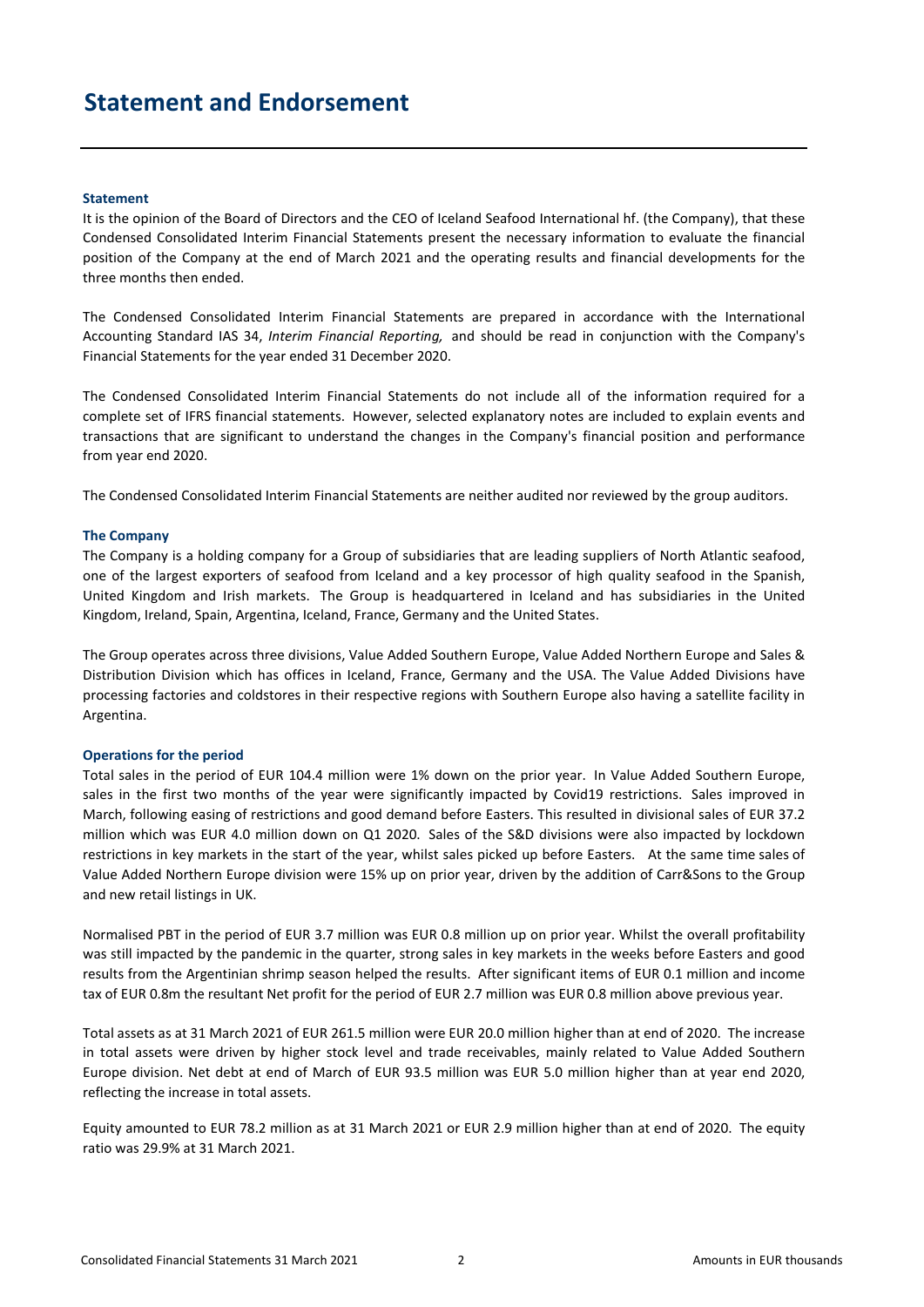# Statement and Endorsement

### Statement

It is the opinion of the Board of Directors and the CEO of Iceland Seafood International hf. (the Company), that these Condensed Consolidated Interim Financial Statements present the necessary information to evaluate the financial position of the Company at the end of March 2021 and the operating results and financial developments for the three months then ended.

The Condensed Consolidated Interim Financial Statements are prepared in accordance with the International Accounting Standard IAS 34, *Interim Financial Reporting,* and should be read in conjunction with the Company's Financial Statements for the year ended 31 December 2020.

The Condensed Consolidated Interim Financial Statements do not include all of the information required for a complete set of IFRS financial statements. However, selected explanatory notes are included to explain events and transactions that are significant to understand the changes in the Company's financial position and performance from year end 2020.

The Condensed Consolidated Interim Financial Statements are neither audited nor reviewed by the group auditors.

### The Company

The Company is a holding company for a Group of subsidiaries that are leading suppliers of North Atlantic seafood, one of the largest exporters of seafood from Iceland and a key processor of high quality seafood in the Spanish, United Kingdom and Irish markets. The Group is headquartered in Iceland and has subsidiaries in the United Kingdom, Ireland, Spain, Argentina, Iceland, France, Germany and the United States.

The Group operates across three divisions, Value Added Southern Europe, Value Added Northern Europe and Sales & Distribution Division which has offices in Iceland, France, Germany and the USA. The Value Added Divisions have processing factories and coldstores in their respective regions with Southern Europe also having a satellite facility in Argentina.

### Operations for the period

Total sales in the period of EUR 104.4 million were 1% down on the prior year. In Value Added Southern Europe, sales in the first two months of the year were significantly impacted by Covid19 restrictions. Sales improved in March, following easing of restrictions and good demand before Easters. This resulted in divisional sales of EUR 37.2 million which was EUR 4.0 million down on Q1 2020. Sales of the S&D divisions were also impacted by lockdown restrictions in key markets in the start of the year, whilst sales picked up before Easters. At the same time sales of Value Added Northern Europe division were 15% up on prior year, driven by the addition of Carr&Sons to the Group and new retail listings in UK.

Normalised PBT in the period of EUR 3.7 million was EUR 0.8 million up on prior year. Whilst the overall profitability was still impacted by the pandemic in the quarter, strong sales in key markets in the weeks before Easters and good results from the Argentinian shrimp season helped the results. After significant items of EUR 0.1 million and income tax of EUR 0.8m the resultant Net profit for the period of EUR 2.7 million was EUR 0.8 million above previous year.

Total assets as at 31 March 2021 of EUR 261.5 million were EUR 20.0 million higher than at end of 2020. The increase in total assets were driven by higher stock level and trade receivables, mainly related to Value Added Southern Europe division. Net debt at end of March of EUR 93.5 million was EUR 5.0 million higher than at year end 2020, reflecting the increase in total assets.

Equity amounted to EUR 78.2 million as at 31 March 2021 or EUR 2.9 million higher than at end of 2020. The equity ratio was 29.9% at 31 March 2021.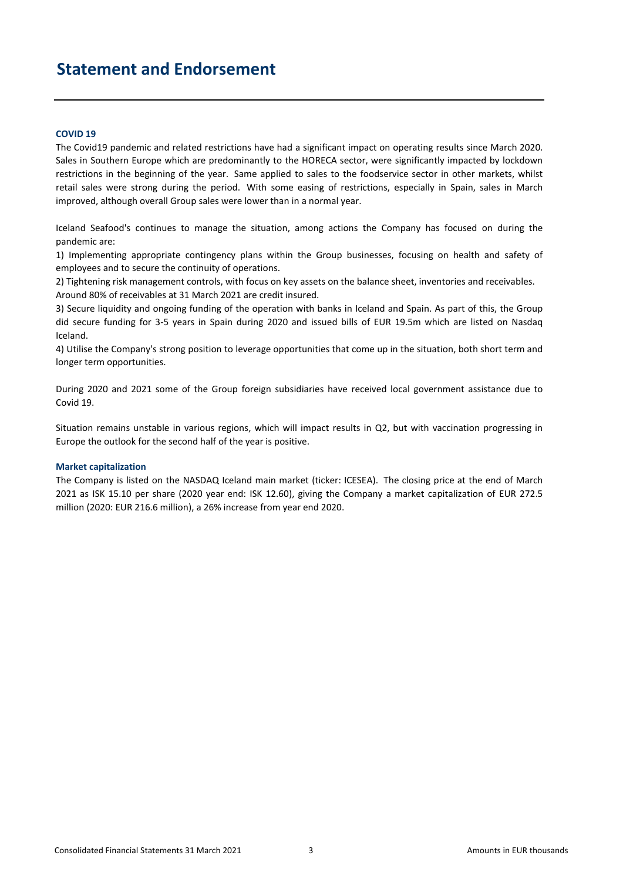# Statement and Endorsement

### COVID 19

The Covid19 pandemic and related restrictions have had a significant impact on operating results since March 2020. Sales in Southern Europe which are predominantly to the HORECA sector, were significantly impacted by lockdown restrictions in the beginning of the year. Same applied to sales to the foodservice sector in other markets, whilst retail sales were strong during the period. With some easing of restrictions, especially in Spain, sales in March improved, although overall Group sales were lower than in a normal year.

Iceland Seafood's continues to manage the situation, among actions the Company has focused on during the pandemic are:

1) Implementing appropriate contingency plans within the Group businesses, focusing on health and safety of employees and to secure the continuity of operations.

2) Tightening risk management controls, with focus on key assets on the balance sheet, inventories and receivables. Around 80% of receivables at 31 March 2021 are credit insured.

3) Secure liquidity and ongoing funding of the operation with banks in Iceland and Spain. As part of this, the Group did secure funding for 3-5 years in Spain during 2020 and issued bills of EUR 19.5m which are listed on Nasdaq Iceland.

4) Utilise the Company's strong position to leverage opportunities that come up in the situation, both short term and longer term opportunities.

During 2020 and 2021 some of the Group foreign subsidiaries have received local government assistance due to Covid 19.

Situation remains unstable in various regions, which will impact results in Q2, but with vaccination progressing in Europe the outlook for the second half of the year is positive.

### Market capitalization

The Company is listed on the NASDAQ Iceland main market (ticker: ICESEA). The closing price at the end of March 2021 as ISK 15.10 per share (2020 year end: ISK 12.60), giving the Company a market capitalization of EUR 272.5 million (2020: EUR 216.6 million), a 26% increase from year end 2020.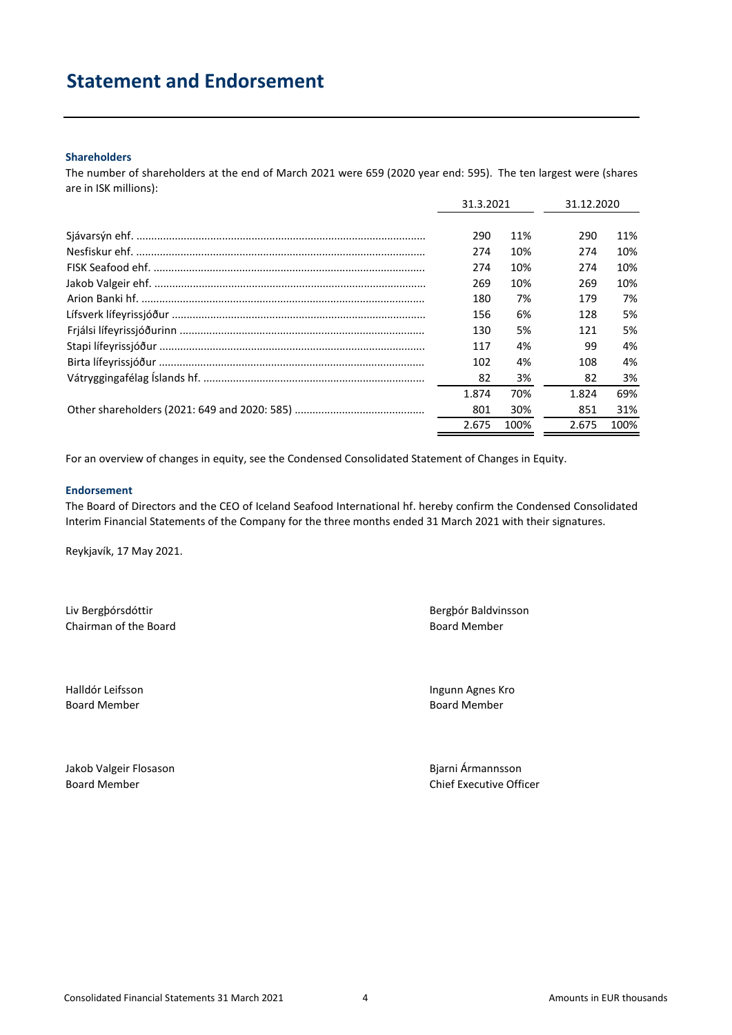# Statement and Endorsement

### Shareholders

The number of shareholders at the end of March 2021 were 659 (2020 year end: 595). The ten largest were (shares are in ISK millions):

| | 31.3.2021 | | 31.12.2020 | |
|---|---|---|---|---|
| Sjávarsýn ehf. | 290 | 11% | 290 | 11% |
| Nesfiskur ehf. | 274 | 10% | 274 | 10% |
| FISK Seafood ehf. | 274 | 10% | 274 | 10% |
| Jakob Valgeir ehf. | 269 | 10% | 269 | 10% |
| Arion Banki hf. | 180 | 7% | 179 | 7% |
| Lífsverk lífeyrissjóður | 156 | 6% | 128 | 5% |
| Frjálsi lífeyrissjóðurinn | 130 | 5% | 121 | 5% |
| Stapi lífeyrissjóður | 117 | 4% | 99 | 4% |
| Birta lífeyrissjóður | 102 | 4% | 108 | 4% |
| Vátryggingafélag Íslands hf. | 82 | 3% | 82 | 3% |
| | 1.874 | 70% | 1.824 | 69% |
| Other shareholders (2021: 649 and 2020: 585) | 801 | 30% | 851 | 31% |
| | 2.675 | 100% | 2.675 | 100% |

For an overview of changes in equity, see the Condensed Consolidated Statement of Changes in Equity.

### Endorsement

The Board of Directors and the CEO of Iceland Seafood International hf. hereby confirm the Condensed Consolidated Interim Financial Statements of the Company for the three months ended 31 March 2021 with their signatures.

Reykjavík, 17 May 2021.

Liv Bergþórsdóttir
Chairman of the Board

Bergþór Baldvinsson
Board Member

Halldór Leifsson
Board Member

Ingunn Agnes Kro
Board Member

Jakob Valgeir Flosason
Board Member

Bjarni Ármannsson
Chief Executive Officer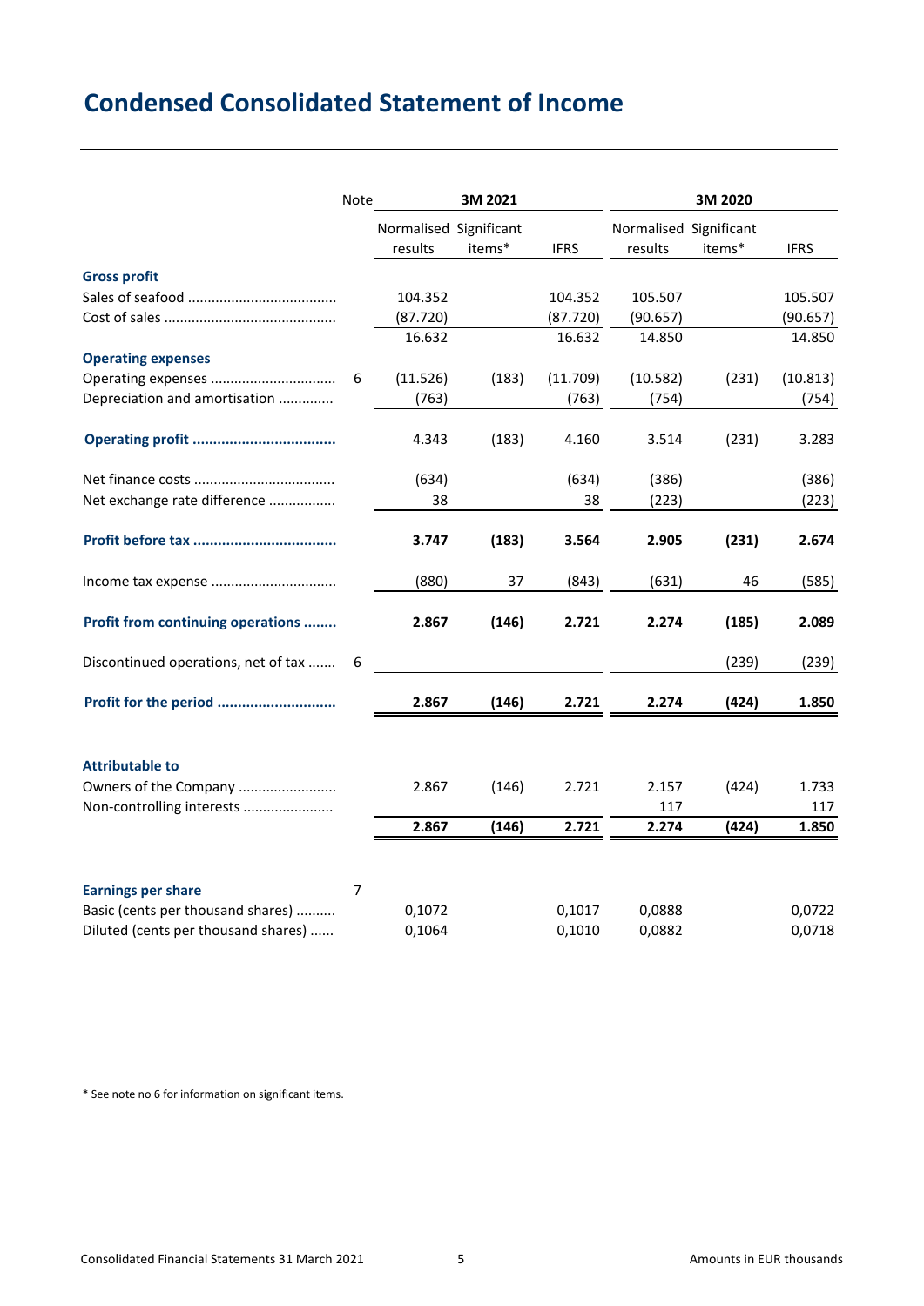# Condensed Consolidated Statement of Income

| | Note | 3M 2021 | | | 3M 2020 | | |
|---|---|---|---|---|---|---|---|
| | | Normalised results | Significant items* | IFRS | Normalised results | Significant items* | IFRS |
| **Gross profit** | | | | | | | |
| Sales of seafood | | 104.352 | | 104.352 | 105.507 | | 105.507 |
| Cost of sales | | (87.720) | | (87.720) | (90.657) | | (90.657) |
| | | 16.632 | | 16.632 | 14.850 | | 14.850 |
| **Operating expenses** | | | | | | | |
| Operating expenses | 6 | (11.526) | (183) | (11.709) | (10.582) | (231) | (10.813) |
| Depreciation and amortisation | | (763) | | (763) | (754) | | (754) |
| **Operating profit** | | 4.343 | (183) | 4.160 | 3.514 | (231) | 3.283 |
| Net finance costs | | (634) | | (634) | (386) | | (386) |
| Net exchange rate difference | | 38 | | 38 | (223) | | (223) |
| **Profit before tax** | | **3.747** | **(183)** | **3.564** | **2.905** | **(231)** | **2.674** |
| Income tax expense | | (880) | 37 | (843) | (631) | 46 | (585) |
| **Profit from continuing operations** | | **2.867** | **(146)** | **2.721** | **2.274** | **(185)** | **2.089** |
| Discontinued operations, net of tax | 6 | | | | | (239) | (239) |
| **Profit for the period** | | **2.867** | **(146)** | **2.721** | **2.274** | **(424)** | **1.850** |
| **Attributable to** | | | | | | | |
| Owners of the Company | | 2.867 | (146) | 2.721 | 2.157 | (424) | 1.733 |
| Non-controlling interests | | | | | 117 | | 117 |
| | | **2.867** | **(146)** | **2.721** | **2.274** | **(424)** | **1.850** |
| **Earnings per share** | 7 | | | | | | |
| Basic (cents per thousand shares) | | 0,1072 | | 0,1017 | 0,0888 | | 0,0722 |
| Diluted (cents per thousand shares) | | 0,1064 | | 0,1010 | 0,0882 | | 0,0718 |

* See note no 6 for information on significant items.

Amounts in EUR thousands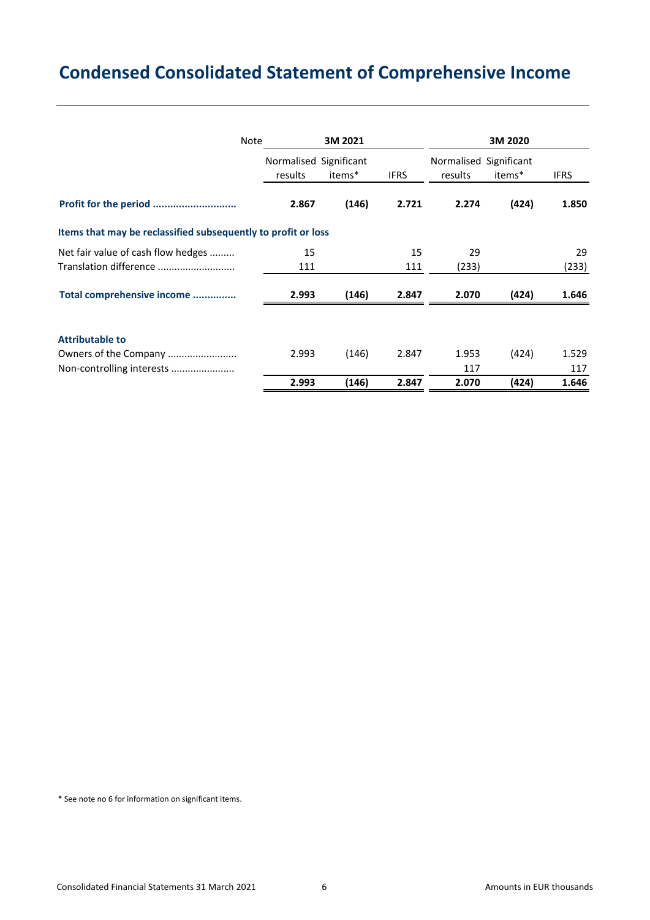# Condensed Consolidated Statement of Comprehensive Income

| | Note | 3M 2021 | | | 3M 2020 | | |
|---|---|---|---|---|---|---|---|
| | | Normalised results | Significant items* | IFRS | Normalised results | Significant items* | IFRS |
| **Profit for the period** | | **2.867** | **(146)** | **2.721** | **2.274** | **(424)** | **1.850** |
| **Items that may be reclassified subsequently to profit or loss** | | | | | | | |
| Net fair value of cash flow hedges | | 15 | | 15 | 29 | | 29 |
| Translation difference | | 111 | | 111 | (233) | | (233) |
| **Total comprehensive income** | | **2.993** | **(146)** | **2.847** | **2.070** | **(424)** | **1.646** |
| **Attributable to** | | | | | | | |
| Owners of the Company | | 2.993 | (146) | 2.847 | 1.953 | (424) | 1.529 |
| Non-controlling interests | | | | | 117 | | 117 |
| | | **2.993** | **(146)** | **2.847** | **2.070** | **(424)** | **1.646** |

* See note no 6 for information on significant items.

Amounts in EUR thousands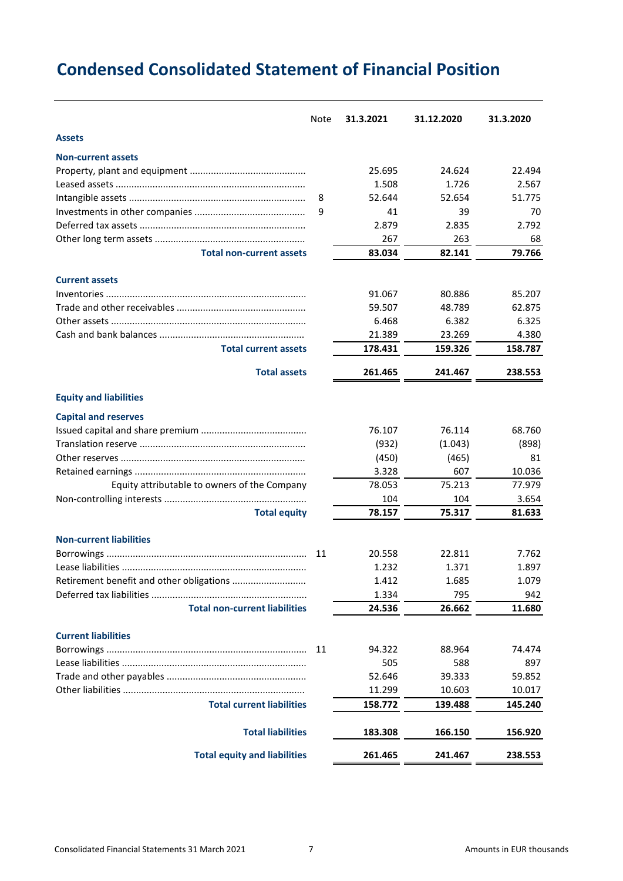# Condensed Consolidated Statement of Financial Position

| | Note | 31.3.2021 | 31.12.2020 | 31.3.2020 |
|---|---|---|---|---|
| **Assets** | | | | |
| **Non-current assets** | | | | |
| Property, plant and equipment | | 25.695 | 24.624 | 22.494 |
| Leased assets | | 1.508 | 1.726 | 2.567 |
| Intangible assets | 8 | 52.644 | 52.654 | 51.775 |
| Investments in other companies | 9 | 41 | 39 | 70 |
| Deferred tax assets | | 2.879 | 2.835 | 2.792 |
| Other long term assets | | 267 | 263 | 68 |
| **Total non-current assets** | | **83.034** | **82.141** | **79.766** |
| **Current assets** | | | | |
| Inventories | | 91.067 | 80.886 | 85.207 |
| Trade and other receivables | | 59.507 | 48.789 | 62.875 |
| Other assets | | 6.468 | 6.382 | 6.325 |
| Cash and bank balances | | 21.389 | 23.269 | 4.380 |
| **Total current assets** | | **178.431** | **159.326** | **158.787** |
| **Total assets** | | **261.465** | **241.467** | **238.553** |
| **Equity and liabilities** | | | | |
| **Capital and reserves** | | | | |
| Issued capital and share premium | | 76.107 | 76.114 | 68.760 |
| Translation reserve | | (932) | (1.043) | (898) |
| Other reserves | | (450) | (465) | 81 |
| Retained earnings | | 3.328 | 607 | 10.036 |
| Equity attributable to owners of the Company | | 78.053 | 75.213 | 77.979 |
| Non-controlling interests | | 104 | 104 | 3.654 |
| **Total equity** | | **78.157** | **75.317** | **81.633** |
| **Non-current liabilities** | | | | |
| Borrowings | 11 | 20.558 | 22.811 | 7.762 |
| Lease liabilities | | 1.232 | 1.371 | 1.897 |
| Retirement benefit and other obligations | | 1.412 | 1.685 | 1.079 |
| Deferred tax liabilities | | 1.334 | 795 | 942 |
| **Total non-current liabilities** | | **24.536** | **26.662** | **11.680** |
| **Current liabilities** | | | | |
| Borrowings | 11 | 94.322 | 88.964 | 74.474 |
| Lease liabilities | | 505 | 588 | 897 |
| Trade and other payables | | 52.646 | 39.333 | 59.852 |
| Other liabilities | | 11.299 | 10.603 | 10.017 |
| **Total current liabilities** | | **158.772** | **139.488** | **145.240** |
| **Total liabilities** | | **183.308** | **166.150** | **156.920** |
| **Total equity and liabilities** | | **261.465** | **241.467** | **238.553** |

Amounts in EUR thousands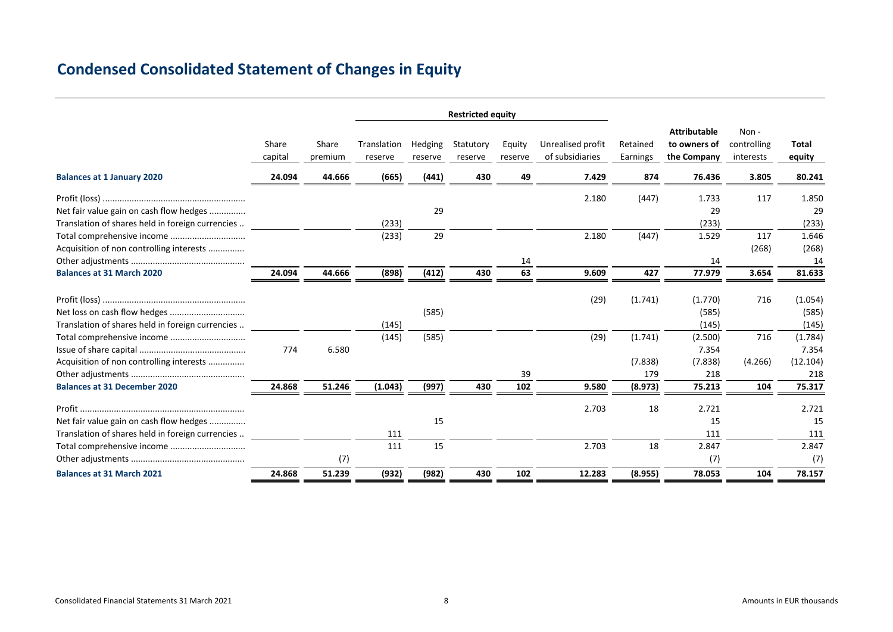# Condensed Consolidated Statement of Changes in Equity

| | Share capital | Share premium | Restricted equity: Translation reserve | Restricted equity: Hedging reserve | Restricted equity: Statutory reserve | Restricted equity: Equity reserve | Restricted equity: Unrealised profit of subsidiaries | Retained Earnings | Attributable to owners of the Company | Non - controlling interests | Total equity |
|---|---|---|---|---|---|---|---|---|---|---|---|
| **Balances at 1 January 2020** | 24.094 | 44.666 | (665) | (441) | 430 | 49 | 7.429 | 874 | 76.436 | 3.805 | 80.241 |
| Profit (loss) | | | | | | | 2.180 | (447) | 1.733 | 117 | 1.850 |
| Net fair value gain on cash flow hedges | | | | 29 | | | | | 29 | | 29 |
| Translation of shares held in foreign currencies | | | (233) | | | | | | (233) | | (233) |
| Total comprehensive income | | | (233) | 29 | | | 2.180 | (447) | 1.529 | 117 | 1.646 |
| Acquisition of non controlling interests | | | | | | | | | | (268) | (268) |
| Other adjustments | | | | | | 14 | | | 14 | | 14 |
| **Balances at 31 March 2020** | 24.094 | 44.666 | (898) | (412) | 430 | 63 | 9.609 | 427 | 77.979 | 3.654 | 81.633 |
| Profit (loss) | | | | | | | (29) | (1.741) | (1.770) | 716 | (1.054) |
| Net loss on cash flow hedges | | | | (585) | | | | | (585) | | (585) |
| Translation of shares held in foreign currencies | | | (145) | | | | | | (145) | | (145) |
| Total comprehensive income | | | (145) | (585) | | | (29) | (1.741) | (2.500) | 716 | (1.784) |
| Issue of share capital | 774 | 6.580 | | | | | | | 7.354 | | 7.354 |
| Acquisition of non controlling interests | | | | | | | | (7.838) | (7.838) | (4.266) | (12.104) |
| Other adjustments | | | | | | 39 | | 179 | 218 | | 218 |
| **Balances at 31 December 2020** | 24.868 | 51.246 | (1.043) | (997) | 430 | 102 | 9.580 | (8.973) | 75.213 | 104 | 75.317 |
| Profit | | | | | | | 2.703 | 18 | 2.721 | | 2.721 |
| Net fair value gain on cash flow hedges | | | | 15 | | | | | 15 | | 15 |
| Translation of shares held in foreign currencies | | | 111 | | | | | | 111 | | 111 |
| Total comprehensive income | | | 111 | 15 | | | 2.703 | 18 | 2.847 | | 2.847 |
| Other adjustments | | (7) | | | | | | | (7) | | (7) |
| **Balances at 31 March 2021** | 24.868 | 51.239 | (932) | (982) | 430 | 102 | 12.283 | (8.955) | 78.053 | 104 | 78.157 |

Amounts in EUR thousands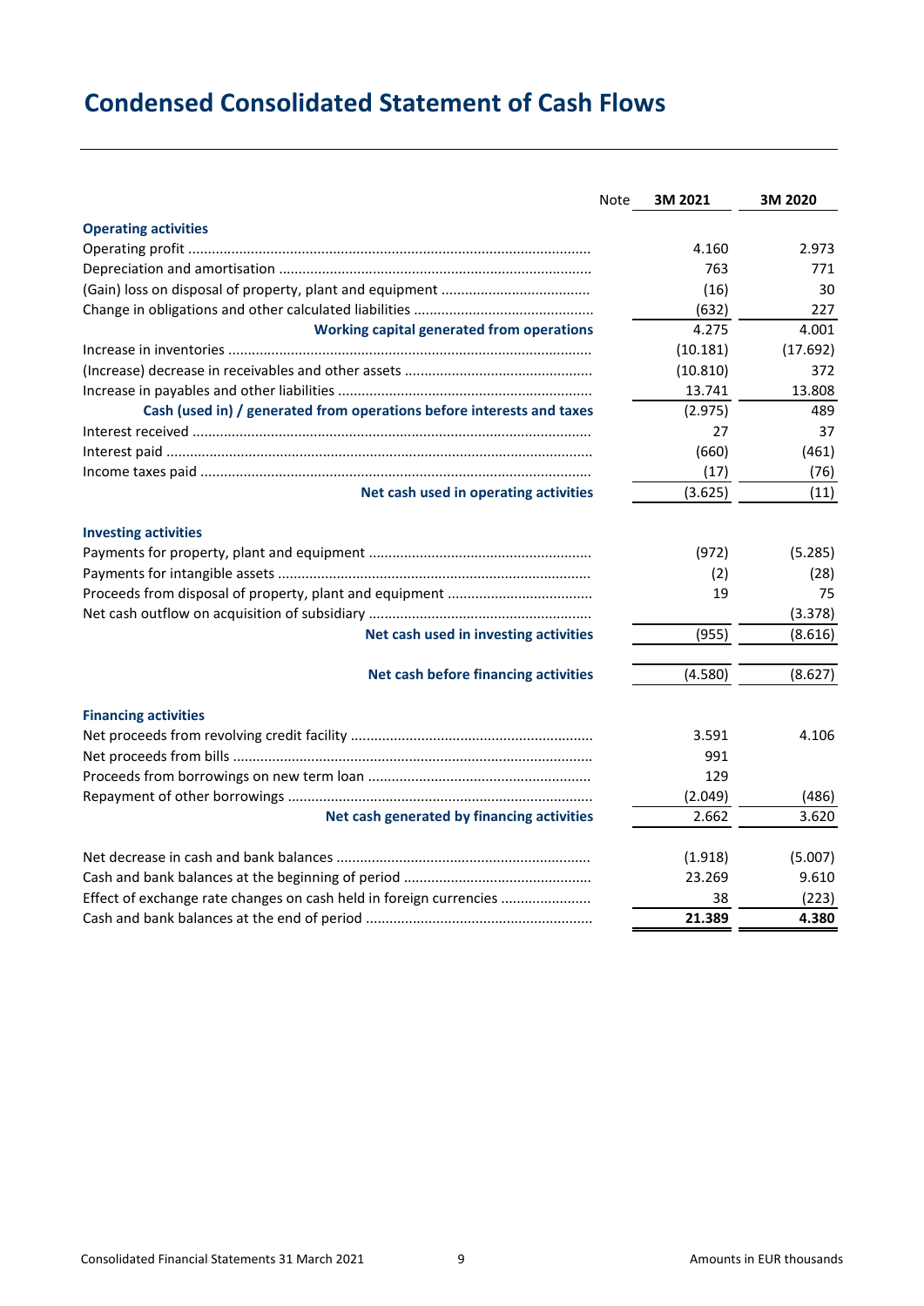# Condensed Consolidated Statement of Cash Flows

| | Note | 3M 2021 | 3M 2020 |
|---|---|---|---|
| **Operating activities** | | | |
| Operating profit | | 4.160 | 2.973 |
| Depreciation and amortisation | | 763 | 771 |
| (Gain) loss on disposal of property, plant and equipment | | (16) | 30 |
| Change in obligations and other calculated liabilities | | (632) | 227 |
| **Working capital generated from operations** | | 4.275 | 4.001 |
| Increase in inventories | | (10.181) | (17.692) |
| (Increase) decrease in receivables and other assets | | (10.810) | 372 |
| Increase in payables and other liabilities | | 13.741 | 13.808 |
| **Cash (used in) / generated from operations before interests and taxes** | | (2.975) | 489 |
| Interest received | | 27 | 37 |
| Interest paid | | (660) | (461) |
| Income taxes paid | | (17) | (76) |
| **Net cash used in operating activities** | | (3.625) | (11) |
| | | | |
| **Investing activities** | | | |
| Payments for property, plant and equipment | | (972) | (5.285) |
| Payments for intangible assets | | (2) | (28) |
| Proceeds from disposal of property, plant and equipment | | 19 | 75 |
| Net cash outflow on acquisition of subsidiary | | | (3.378) |
| **Net cash used in investing activities** | | (955) | (8.616) |
| | | | |
| **Net cash before financing activities** | | (4.580) | (8.627) |
| | | | |
| **Financing activities** | | | |
| Net proceeds from revolving credit facility | | 3.591 | 4.106 |
| Net proceeds from bills | | 991 | |
| Proceeds from borrowings on new term loan | | 129 | |
| Repayment of other borrowings | | (2.049) | (486) |
| **Net cash generated by financing activities** | | 2.662 | 3.620 |
| | | | |
| Net decrease in cash and bank balances | | (1.918) | (5.007) |
| Cash and bank balances at the beginning of period | | 23.269 | 9.610 |
| Effect of exchange rate changes on cash held in foreign currencies | | 38 | (223) |
| Cash and bank balances at the end of period | | **21.389** | **4.380** |

Amounts in EUR thousands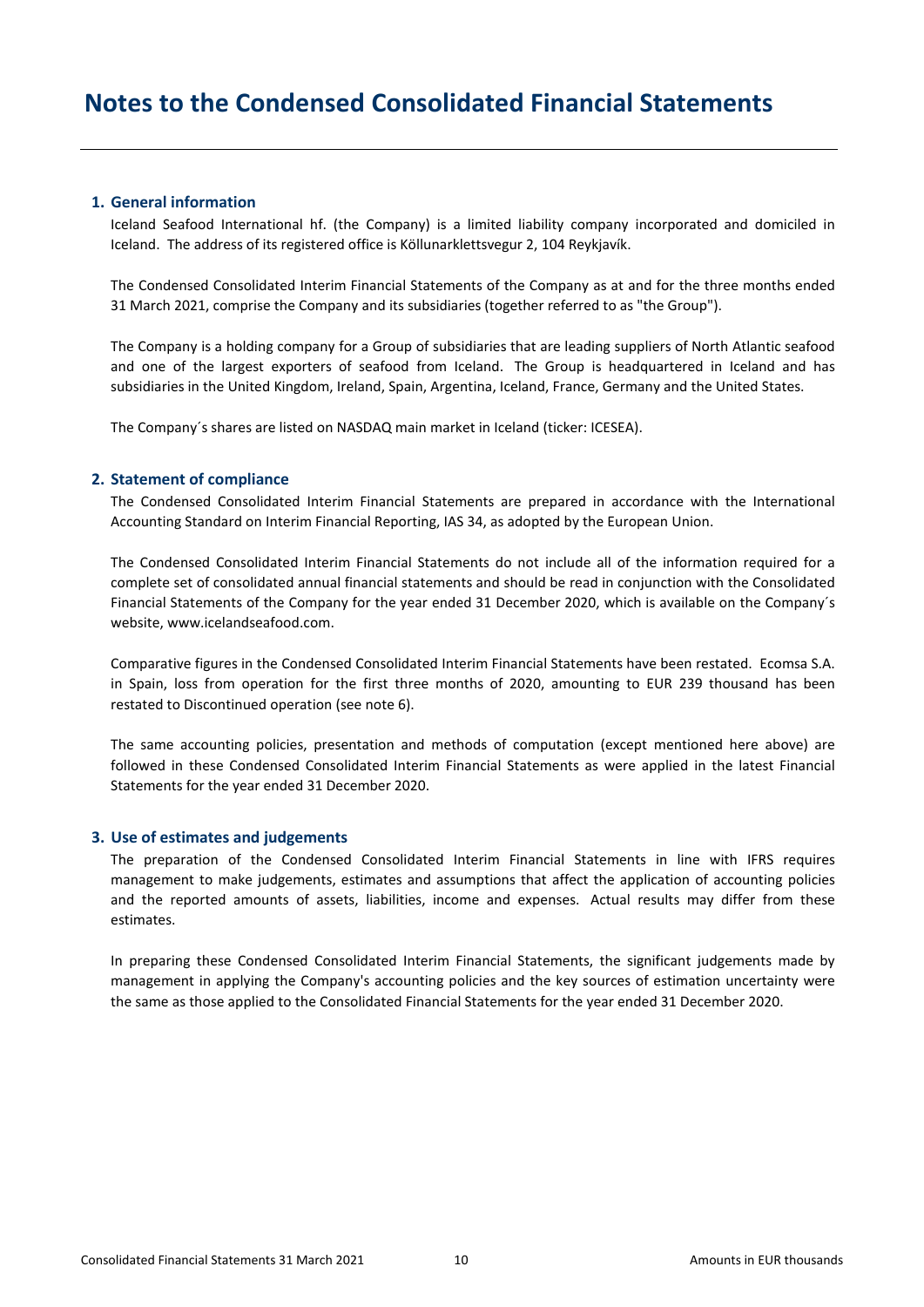# Notes to the Condensed Consolidated Financial Statements

## 1. General information

Iceland Seafood International hf. (the Company) is a limited liability company incorporated and domiciled in Iceland. The address of its registered office is Köllunarklettsvegur 2, 104 Reykjavík.

The Condensed Consolidated Interim Financial Statements of the Company as at and for the three months ended 31 March 2021, comprise the Company and its subsidiaries (together referred to as "the Group").

The Company is a holding company for a Group of subsidiaries that are leading suppliers of North Atlantic seafood and one of the largest exporters of seafood from Iceland. The Group is headquartered in Iceland and has subsidiaries in the United Kingdom, Ireland, Spain, Argentina, Iceland, France, Germany and the United States.

The Company´s shares are listed on NASDAQ main market in Iceland (ticker: ICESEA).

## 2. Statement of compliance

The Condensed Consolidated Interim Financial Statements are prepared in accordance with the International Accounting Standard on Interim Financial Reporting, IAS 34, as adopted by the European Union.

The Condensed Consolidated Interim Financial Statements do not include all of the information required for a complete set of consolidated annual financial statements and should be read in conjunction with the Consolidated Financial Statements of the Company for the year ended 31 December 2020, which is available on the Company´s website, www.icelandseafood.com.

Comparative figures in the Condensed Consolidated Interim Financial Statements have been restated. Ecomsa S.A. in Spain, loss from operation for the first three months of 2020, amounting to EUR 239 thousand has been restated to Discontinued operation (see note 6).

The same accounting policies, presentation and methods of computation (except mentioned here above) are followed in these Condensed Consolidated Interim Financial Statements as were applied in the latest Financial Statements for the year ended 31 December 2020.

## 3. Use of estimates and judgements

The preparation of the Condensed Consolidated Interim Financial Statements in line with IFRS requires management to make judgements, estimates and assumptions that affect the application of accounting policies and the reported amounts of assets, liabilities, income and expenses. Actual results may differ from these estimates.

In preparing these Condensed Consolidated Interim Financial Statements, the significant judgements made by management in applying the Company's accounting policies and the key sources of estimation uncertainty were the same as those applied to the Consolidated Financial Statements for the year ended 31 December 2020.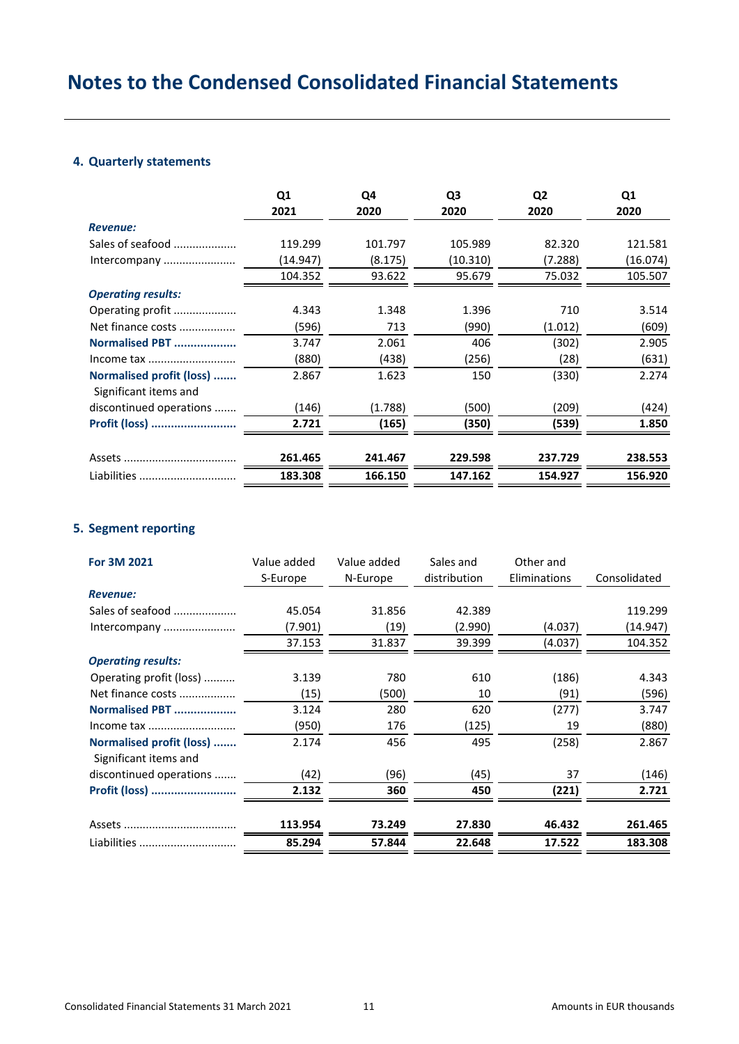# Notes to the Condensed Consolidated Financial Statements

## 4. Quarterly statements

| | Q1 2021 | Q4 2020 | Q3 2020 | Q2 2020 | Q1 2020 |
|---|---|---|---|---|---|
| ***Revenue:*** | | | | | |
| Sales of seafood | 119.299 | 101.797 | 105.989 | 82.320 | 121.581 |
| Intercompany | (14.947) | (8.175) | (10.310) | (7.288) | (16.074) |
| | 104.352 | 93.622 | 95.679 | 75.032 | 105.507 |
| ***Operating results:*** | | | | | |
| Operating profit | 4.343 | 1.348 | 1.396 | 710 | 3.514 |
| Net finance costs | (596) | 713 | (990) | (1.012) | (609) |
| **Normalised PBT** | 3.747 | 2.061 | 406 | (302) | 2.905 |
| Income tax | (880) | (438) | (256) | (28) | (631) |
| **Normalised profit (loss)** | 2.867 | 1.623 | 150 | (330) | 2.274 |
| Significant items and discontinued operations | (146) | (1.788) | (500) | (209) | (424) |
| **Profit (loss)** | **2.721** | **(165)** | **(350)** | **(539)** | **1.850** |
| Assets | **261.465** | **241.467** | **229.598** | **237.729** | **238.553** |
| Liabilities | **183.308** | **166.150** | **147.162** | **154.927** | **156.920** |

## 5. Segment reporting

| **For 3M 2021** | Value added S-Europe | Value added N-Europe | Sales and distribution | Other and Eliminations | Consolidated |
|---|---|---|---|---|---|
| ***Revenue:*** | | | | | |
| Sales of seafood | 45.054 | 31.856 | 42.389 | | 119.299 |
| Intercompany | (7.901) | (19) | (2.990) | (4.037) | (14.947) |
| | 37.153 | 31.837 | 39.399 | (4.037) | 104.352 |
| ***Operating results:*** | | | | | |
| Operating profit (loss) | 3.139 | 780 | 610 | (186) | 4.343 |
| Net finance costs | (15) | (500) | 10 | (91) | (596) |
| **Normalised PBT** | 3.124 | 280 | 620 | (277) | 3.747 |
| Income tax | (950) | 176 | (125) | 19 | (880) |
| **Normalised profit (loss)** | 2.174 | 456 | 495 | (258) | 2.867 |
| Significant items and discontinued operations | (42) | (96) | (45) | 37 | (146) |
| **Profit (loss)** | **2.132** | **360** | **450** | **(221)** | **2.721** |
| Assets | **113.954** | **73.249** | **27.830** | **46.432** | **261.465** |
| Liabilities | **85.294** | **57.844** | **22.648** | **17.522** | **183.308** |

Amounts in EUR thousands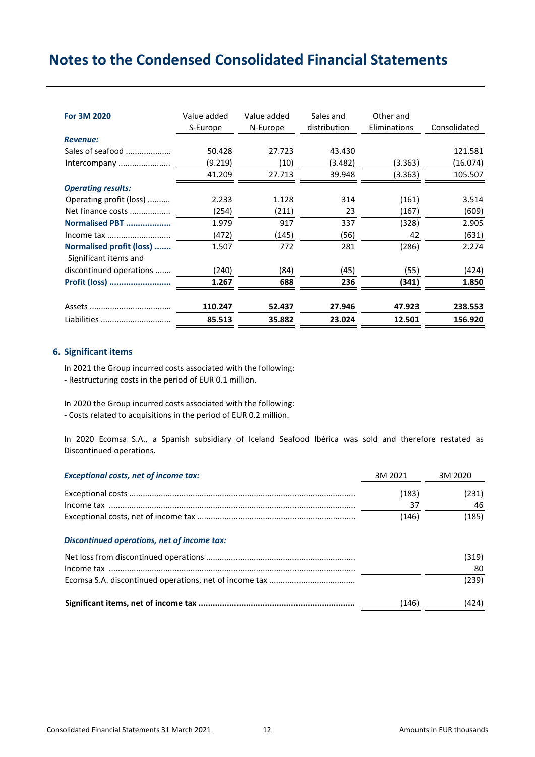# Notes to the Condensed Consolidated Financial Statements

| For 3M 2020 | Value added S-Europe | Value added N-Europe | Sales and distribution | Other and Eliminations | Consolidated |
|---|---|---|---|---|---|
| ***Revenue:*** | | | | | |
| Sales of seafood | 50.428 | 27.723 | 43.430 | | 121.581 |
| Intercompany | (9.219) | (10) | (3.482) | (3.363) | (16.074) |
| | 41.209 | 27.713 | 39.948 | (3.363) | 105.507 |
| ***Operating results:*** | | | | | |
| Operating profit (loss) | 2.233 | 1.128 | 314 | (161) | 3.514 |
| Net finance costs | (254) | (211) | 23 | (167) | (609) |
| **Normalised PBT** | 1.979 | 917 | 337 | (328) | 2.905 |
| Income tax | (472) | (145) | (56) | 42 | (631) |
| **Normalised profit (loss)** | 1.507 | 772 | 281 | (286) | 2.274 |
| Significant items and discontinued operations | (240) | (84) | (45) | (55) | (424) |
| **Profit (loss)** | **1.267** | **688** | **236** | **(341)** | **1.850** |
| Assets | **110.247** | **52.437** | **27.946** | **47.923** | **238.553** |
| Liabilities | **85.513** | **35.882** | **23.024** | **12.501** | **156.920** |

## 6. Significant items

In 2021 the Group incurred costs associated with the following:
- Restructuring costs in the period of EUR 0.1 million.

In 2020 the Group incurred costs associated with the following:
- Costs related to acquisitions in the period of EUR 0.2 million.

In 2020 Ecomsa S.A., a Spanish subsidiary of Iceland Seafood Ibérica was sold and therefore restated as Discontinued operations.

| ***Exceptional costs, net of income tax:*** | 3M 2021 | 3M 2020 |
|---|---|---|
| Exceptional costs | (183) | (231) |
| Income tax | 37 | 46 |
| Exceptional costs, net of income tax | (146) | (185) |
| ***Discontinued operations, net of income tax:*** | | |
| Net loss from discontinued operations | | (319) |
| Income tax | | 80 |
| Ecomsa S.A. discontinued operations, net of income tax | | (239) |
| **Significant items, net of income tax** | (146) | (424) |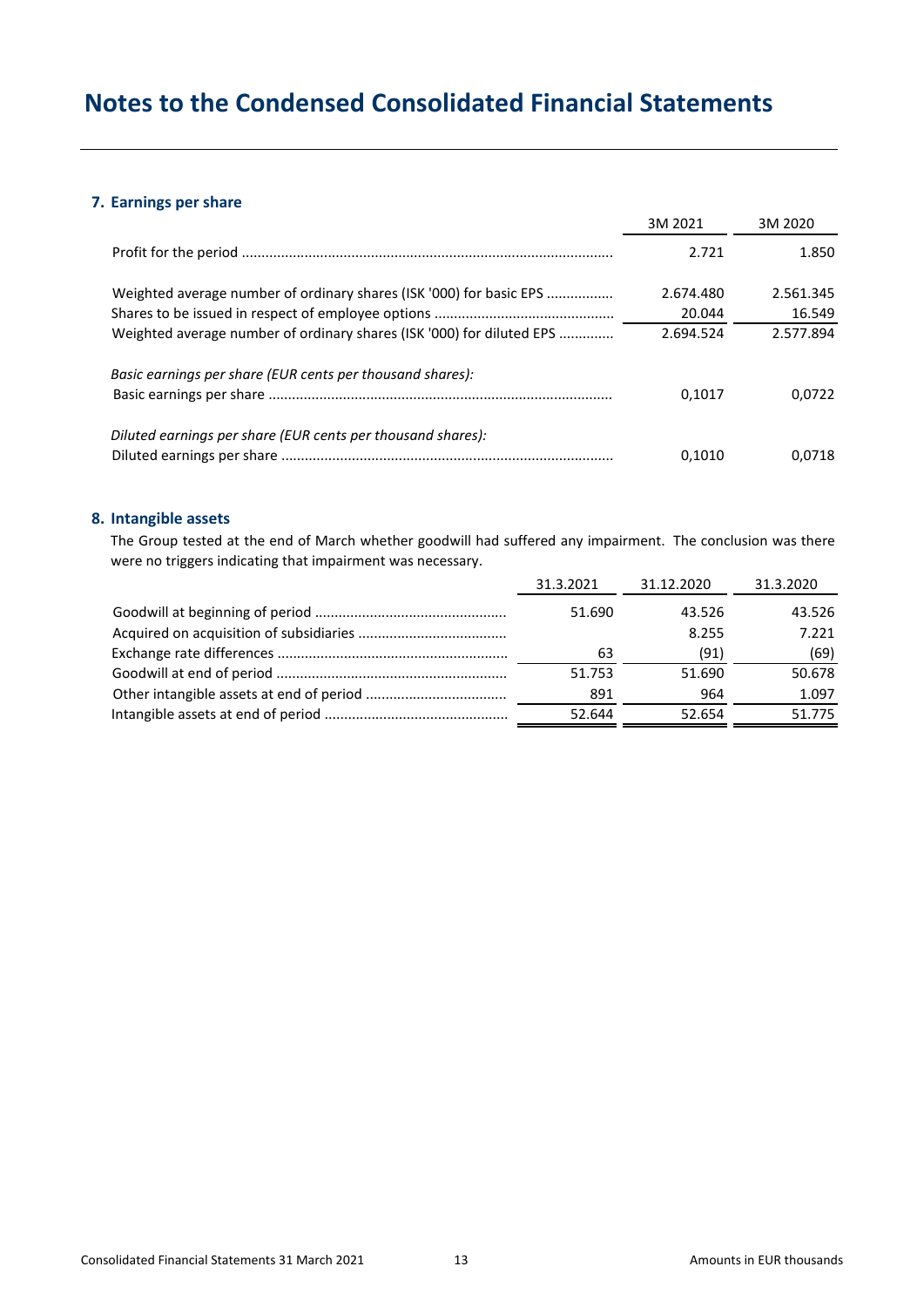# Notes to the Condensed Consolidated Financial Statements

## 7. Earnings per share

| | 3M 2021 | 3M 2020 |
|---|---|---|
| Profit for the period | 2.721 | 1.850 |
| Weighted average number of ordinary shares (ISK '000) for basic EPS | 2.674.480 | 2.561.345 |
| Shares to be issued in respect of employee options | 20.044 | 16.549 |
| Weighted average number of ordinary shares (ISK '000) for diluted EPS | 2.694.524 | 2.577.894 |
| *Basic earnings per share (EUR cents per thousand shares):* | | |
| Basic earnings per share | 0,1017 | 0,0722 |
| *Diluted earnings per share (EUR cents per thousand shares):* | | |
| Diluted earnings per share | 0,1010 | 0,0718 |

## 8. Intangible assets

The Group tested at the end of March whether goodwill had suffered any impairment. The conclusion was there were no triggers indicating that impairment was necessary.

| | 31.3.2021 | 31.12.2020 | 31.3.2020 |
|---|---|---|---|
| Goodwill at beginning of period | 51.690 | 43.526 | 43.526 |
| Acquired on acquisition of subsidiaries | | 8.255 | 7.221 |
| Exchange rate differences | 63 | (91) | (69) |
| Goodwill at end of period | 51.753 | 51.690 | 50.678 |
| Other intangible assets at end of period | 891 | 964 | 1.097 |
| Intangible assets at end of period | 52.644 | 52.654 | 51.775 |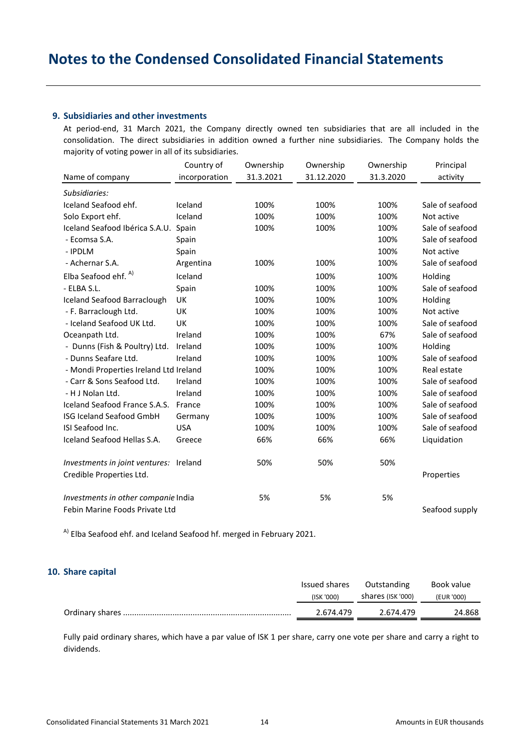# Notes to the Condensed Consolidated Financial Statements

## 9. Subsidiaries and other investments

At period-end, 31 March 2021, the Company directly owned ten subsidiaries that are all included in the consolidation. The direct subsidiaries in addition owned a further nine subsidiaries. The Company holds the majority of voting power in all of its subsidiaries.

| Name of company | Country of incorporation | Ownership 31.3.2021 | Ownership 31.12.2020 | Ownership 31.3.2020 | Principal activity |
|---|---|---|---|---|---|
| *Subsidiaries:* | | | | | |
| Iceland Seafood ehf. | Iceland | 100% | 100% | 100% | Sale of seafood |
| Solo Export ehf. | Iceland | 100% | 100% | 100% | Not active |
| Iceland Seafood Ibérica S.A.U. | Spain | 100% | 100% | 100% | Sale of seafood |
| - Ecomsa S.A. | Spain | | | 100% | Sale of seafood |
| - IPDLM | Spain | | | 100% | Not active |
| - Achernar S.A. | Argentina | 100% | 100% | 100% | Sale of seafood |
| Elba Seafood ehf. [A)] | Iceland | | 100% | 100% | Holding |
| - ELBA S.L. | Spain | 100% | 100% | 100% | Sale of seafood |
| Iceland Seafood Barraclough | UK | 100% | 100% | 100% | Holding |
| - F. Barraclough Ltd. | UK | 100% | 100% | 100% | Not active |
| - Iceland Seafood UK Ltd. | UK | 100% | 100% | 100% | Sale of seafood |
| Oceanpath Ltd. | Ireland | 100% | 100% | 67% | Sale of seafood |
| - Dunns (Fish & Poultry) Ltd. | Ireland | 100% | 100% | 100% | Holding |
| - Dunns Seafare Ltd. | Ireland | 100% | 100% | 100% | Sale of seafood |
| - Mondi Properties Ireland Ltd | Ireland | 100% | 100% | 100% | Real estate |
| - Carr & Sons Seafood Ltd. | Ireland | 100% | 100% | 100% | Sale of seafood |
| - H J Nolan Ltd. | Ireland | 100% | 100% | 100% | Sale of seafood |
| Iceland Seafood France S.A.S. | France | 100% | 100% | 100% | Sale of seafood |
| ISG Iceland Seafood GmbH | Germany | 100% | 100% | 100% | Sale of seafood |
| ISI Seafood Inc. | USA | 100% | 100% | 100% | Sale of seafood |
| Iceland Seafood Hellas S.A. | Greece | 66% | 66% | 66% | Liquidation |
| *Investments in joint ventures:* | Ireland | 50% | 50% | 50% | |
| Credible Properties Ltd. | | | | | Properties |
| *Investments in other companie* | India | 5% | 5% | 5% | |
| Febin Marine Foods Private Ltd | | | | | Seafood supply |

[A)] Elba Seafood ehf. and Iceland Seafood hf. merged in February 2021.

## 10. Share capital

| | Issued shares (ISK '000) | Outstanding shares (ISK '000) | Book value (EUR '000) |
|---|---|---|---|
| Ordinary shares | 2.674.479 | 2.674.479 | 24.868 |

Fully paid ordinary shares, which have a par value of ISK 1 per share, carry one vote per share and carry a right to dividends.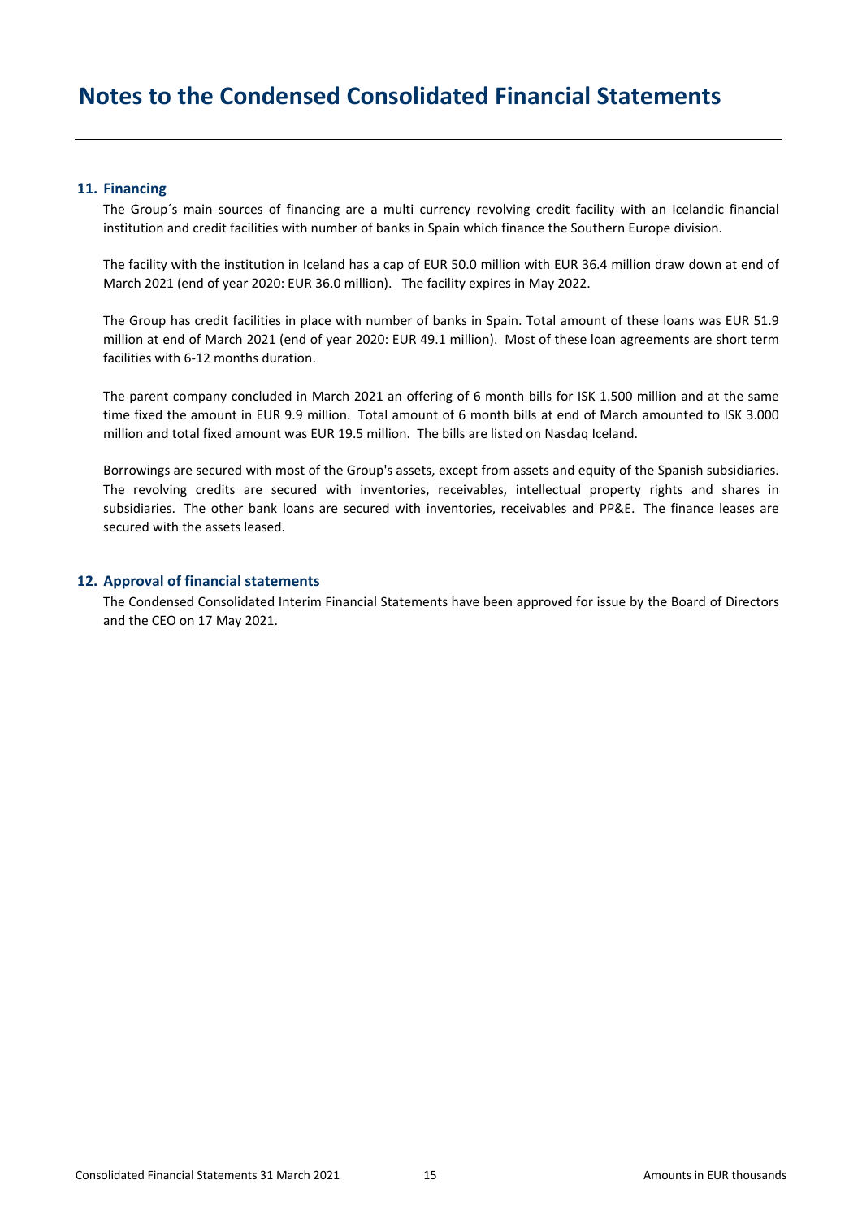# Notes to the Condensed Consolidated Financial Statements

## 11. Financing

The Group´s main sources of financing are a multi currency revolving credit facility with an Icelandic financial institution and credit facilities with number of banks in Spain which finance the Southern Europe division.

The facility with the institution in Iceland has a cap of EUR 50.0 million with EUR 36.4 million draw down at end of March 2021 (end of year 2020: EUR 36.0 million). The facility expires in May 2022.

The Group has credit facilities in place with number of banks in Spain. Total amount of these loans was EUR 51.9 million at end of March 2021 (end of year 2020: EUR 49.1 million). Most of these loan agreements are short term facilities with 6-12 months duration.

The parent company concluded in March 2021 an offering of 6 month bills for ISK 1.500 million and at the same time fixed the amount in EUR 9.9 million. Total amount of 6 month bills at end of March amounted to ISK 3.000 million and total fixed amount was EUR 19.5 million. The bills are listed on Nasdaq Iceland.

Borrowings are secured with most of the Group's assets, except from assets and equity of the Spanish subsidiaries. The revolving credits are secured with inventories, receivables, intellectual property rights and shares in subsidiaries. The other bank loans are secured with inventories, receivables and PP&E. The finance leases are secured with the assets leased.

## 12. Approval of financial statements

The Condensed Consolidated Interim Financial Statements have been approved for issue by the Board of Directors and the CEO on 17 May 2021.